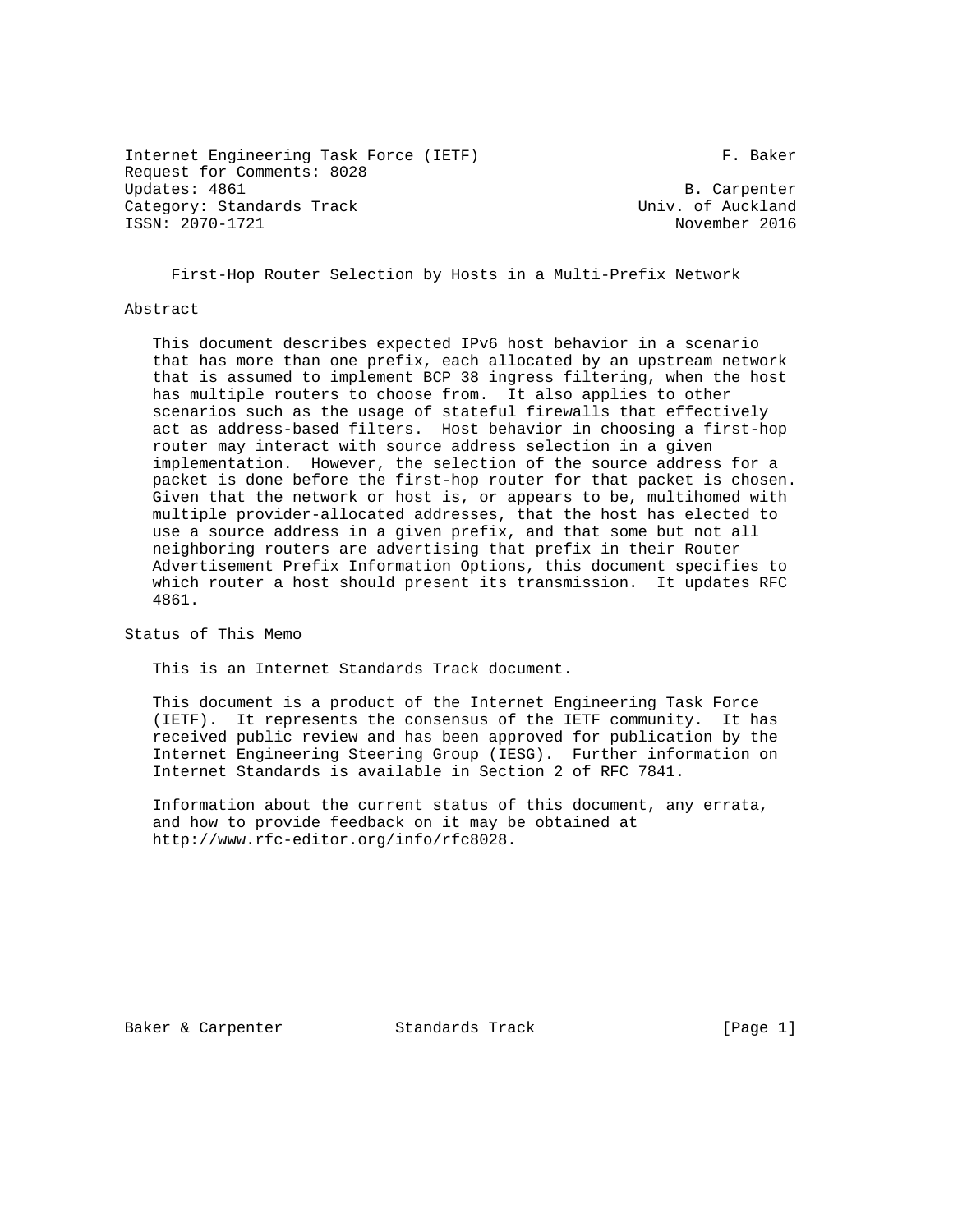Internet Engineering Task Force (IETF) F. Baker
Request for Comments: 8028
Updates: 4861 B. Carpenter
Category: Standards Track Univ. of Auckland
ISSN: 2070-1721 November 2016

# First-Hop Router Selection by Hosts in a Multi-Prefix Network

## Abstract

This document describes expected IPv6 host behavior in a scenario that has more than one prefix, each allocated by an upstream network that is assumed to implement BCP 38 ingress filtering, when the host has multiple routers to choose from. It also applies to other scenarios such as the usage of stateful firewalls that effectively act as address-based filters. Host behavior in choosing a first-hop router may interact with source address selection in a given implementation. However, the selection of the source address for a packet is done before the first-hop router for that packet is chosen. Given that the network or host is, or appears to be, multihomed with multiple provider-allocated addresses, that the host has elected to use a source address in a given prefix, and that some but not all neighboring routers are advertising that prefix in their Router Advertisement Prefix Information Options, this document specifies to which router a host should present its transmission. It updates RFC 4861.

## Status of This Memo

This is an Internet Standards Track document.

This document is a product of the Internet Engineering Task Force (IETF). It represents the consensus of the IETF community. It has received public review and has been approved for publication by the Internet Engineering Steering Group (IESG). Further information on Internet Standards is available in Section 2 of RFC 7841.

Information about the current status of this document, any errata, and how to provide feedback on it may be obtained at http://www.rfc-editor.org/info/rfc8028.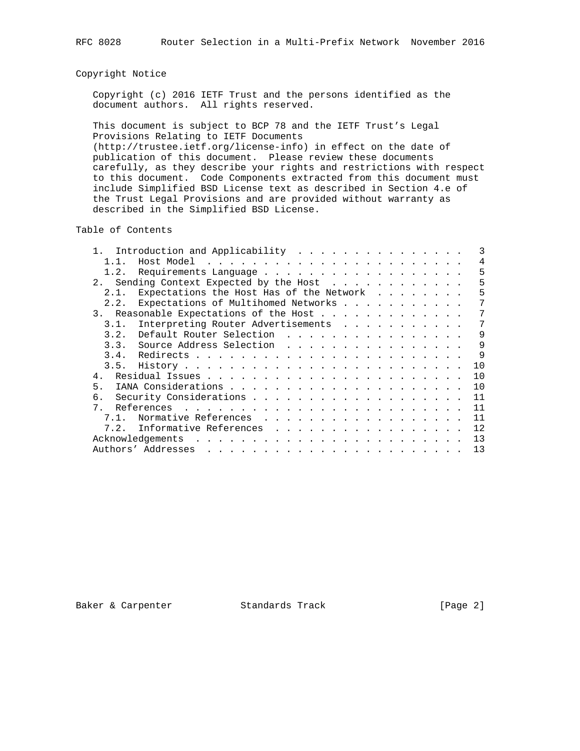## Copyright Notice

Copyright (c) 2016 IETF Trust and the persons identified as the document authors. All rights reserved.

This document is subject to BCP 78 and the IETF Trust's Legal Provisions Relating to IETF Documents (http://trustee.ietf.org/license-info) in effect on the date of publication of this document. Please review these documents carefully, as they describe your rights and restrictions with respect to this document. Code Components extracted from this document must include Simplified BSD License text as described in Section 4.e of the Trust Legal Provisions and are provided without warranty as described in the Simplified BSD License.

## Table of Contents

```
   1.  Introduction and Applicability  . . . . . . . . . . . . . . .   3
     1.1.  Host Model  . . . . . . . . . . . . . . . . . . . . . . .   4
     1.2.  Requirements Language . . . . . . . . . . . . . . . . . .   5
   2.  Sending Context Expected by the Host  . . . . . . . . . . . .   5
     2.1.  Expectations the Host Has of the Network  . . . . . . . .   5
     2.2.  Expectations of Multihomed Networks . . . . . . . . . . .   7
   3.  Reasonable Expectations of the Host . . . . . . . . . . . . .   7
     3.1.  Interpreting Router Advertisements  . . . . . . . . . . .   7
     3.2.  Default Router Selection  . . . . . . . . . . . . . . . .   9
     3.3.  Source Address Selection  . . . . . . . . . . . . . . . .   9
     3.4.  Redirects . . . . . . . . . . . . . . . . . . . . . . . .   9
     3.5.  History . . . . . . . . . . . . . . . . . . . . . . . . .  10
   4.  Residual Issues . . . . . . . . . . . . . . . . . . . . . . .  10
   5.  IANA Considerations . . . . . . . . . . . . . . . . . . . . .  10
   6.  Security Considerations . . . . . . . . . . . . . . . . . . .  11
   7.  References  . . . . . . . . . . . . . . . . . . . . . . . . .  11
     7.1.  Normative References  . . . . . . . . . . . . . . . . . .  11
     7.2.  Informative References  . . . . . . . . . . . . . . . . .  12
   Acknowledgements  . . . . . . . . . . . . . . . . . . . . . . . .  13
   Authors' Addresses  . . . . . . . . . . . . . . . . . . . . . . .  13
```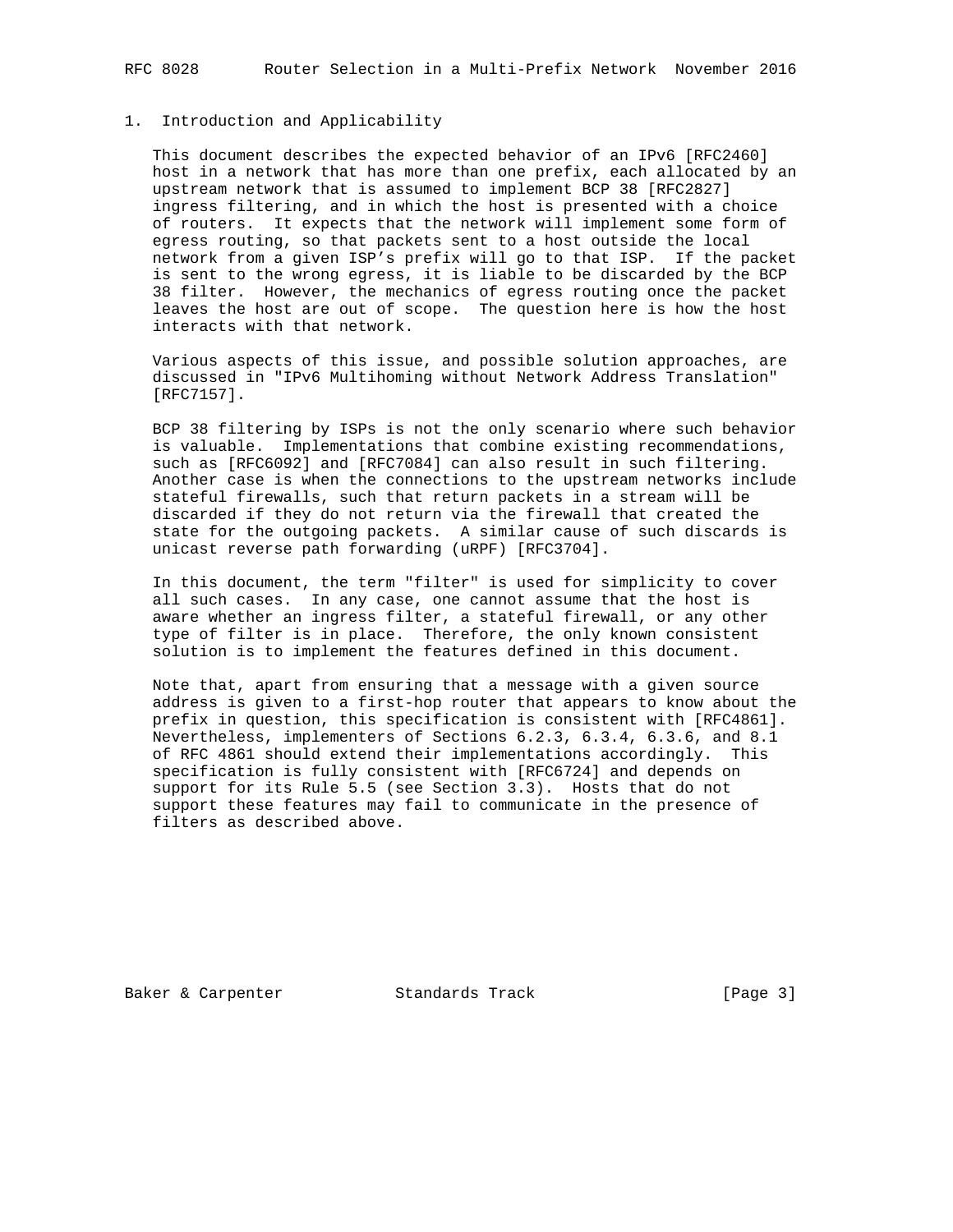# 1. Introduction and Applicability

This document describes the expected behavior of an IPv6 [RFC2460] host in a network that has more than one prefix, each allocated by an upstream network that is assumed to implement BCP 38 [RFC2827] ingress filtering, and in which the host is presented with a choice of routers. It expects that the network will implement some form of egress routing, so that packets sent to a host outside the local network from a given ISP's prefix will go to that ISP. If the packet is sent to the wrong egress, it is liable to be discarded by the BCP 38 filter. However, the mechanics of egress routing once the packet leaves the host are out of scope. The question here is how the host interacts with that network.

Various aspects of this issue, and possible solution approaches, are discussed in "IPv6 Multihoming without Network Address Translation" [RFC7157].

BCP 38 filtering by ISPs is not the only scenario where such behavior is valuable. Implementations that combine existing recommendations, such as [RFC6092] and [RFC7084] can also result in such filtering. Another case is when the connections to the upstream networks include stateful firewalls, such that return packets in a stream will be discarded if they do not return via the firewall that created the state for the outgoing packets. A similar cause of such discards is unicast reverse path forwarding (uRPF) [RFC3704].

In this document, the term "filter" is used for simplicity to cover all such cases. In any case, one cannot assume that the host is aware whether an ingress filter, a stateful firewall, or any other type of filter is in place. Therefore, the only known consistent solution is to implement the features defined in this document.

Note that, apart from ensuring that a message with a given source address is given to a first-hop router that appears to know about the prefix in question, this specification is consistent with [RFC4861]. Nevertheless, implementers of Sections 6.2.3, 6.3.4, 6.3.6, and 8.1 of RFC 4861 should extend their implementations accordingly. This specification is fully consistent with [RFC6724] and depends on support for its Rule 5.5 (see Section 3.3). Hosts that do not support these features may fail to communicate in the presence of filters as described above.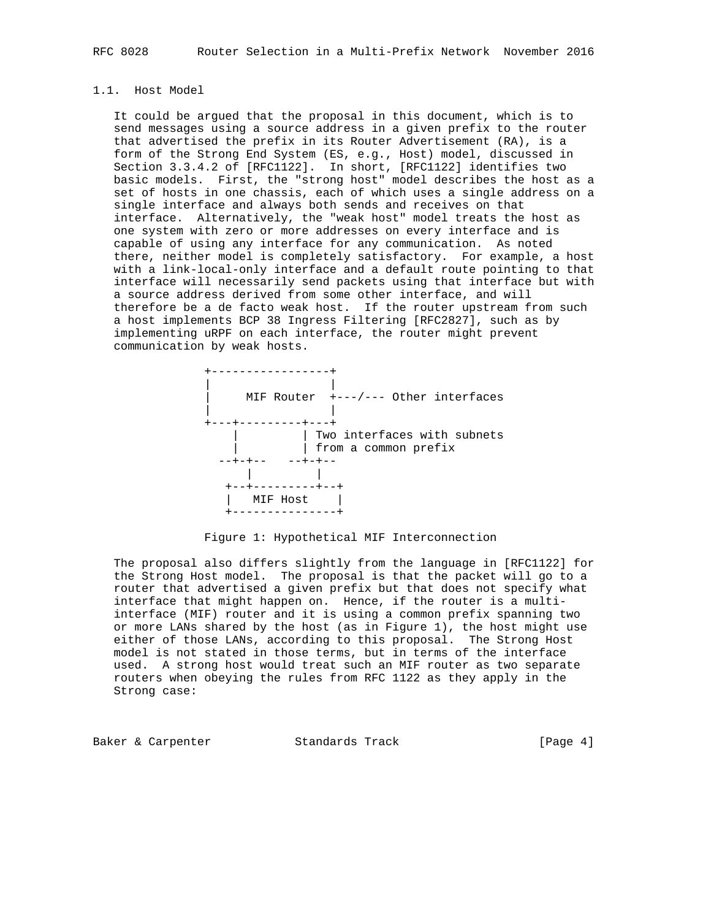### 1.1. Host Model

It could be argued that the proposal in this document, which is to send messages using a source address in a given prefix to the router that advertised the prefix in its Router Advertisement (RA), is a form of the Strong End System (ES, e.g., Host) model, discussed in Section 3.3.4.2 of [RFC1122]. In short, [RFC1122] identifies two basic models. First, the "strong host" model describes the host as a set of hosts in one chassis, each of which uses a single address on a single interface and always both sends and receives on that interface. Alternatively, the "weak host" model treats the host as one system with zero or more addresses on every interface and is capable of using any interface for any communication. As noted there, neither model is completely satisfactory. For example, a host with a link-local-only interface and a default route pointing to that interface will necessarily send packets using that interface but with a source address derived from some other interface, and will therefore be a de facto weak host. If the router upstream from such a host implements BCP 38 Ingress Filtering [RFC2827], such as by implementing uRPF on each interface, the router might prevent communication by weak hosts.

```
+-----------------+
|                 |
|     MIF Router  +---/--- Other interfaces
|                 |
+---+---------+---+
    |         | Two interfaces with subnets
    |         | from a common prefix
  --+-+--   --+-+--
      |         |
   +--+---------+--+
   |   MIF Host    |
   +---------------+
```

Figure 1: Hypothetical MIF Interconnection

The proposal also differs slightly from the language in [RFC1122] for the Strong Host model. The proposal is that the packet will go to a router that advertised a given prefix but that does not specify what interface that might happen on. Hence, if the router is a multi-interface (MIF) router and it is using a common prefix spanning two or more LANs shared by the host (as in Figure 1), the host might use either of those LANs, according to this proposal. The Strong Host model is not stated in those terms, but in terms of the interface used. A strong host would treat such an MIF router as two separate routers when obeying the rules from RFC 1122 as they apply in the Strong case: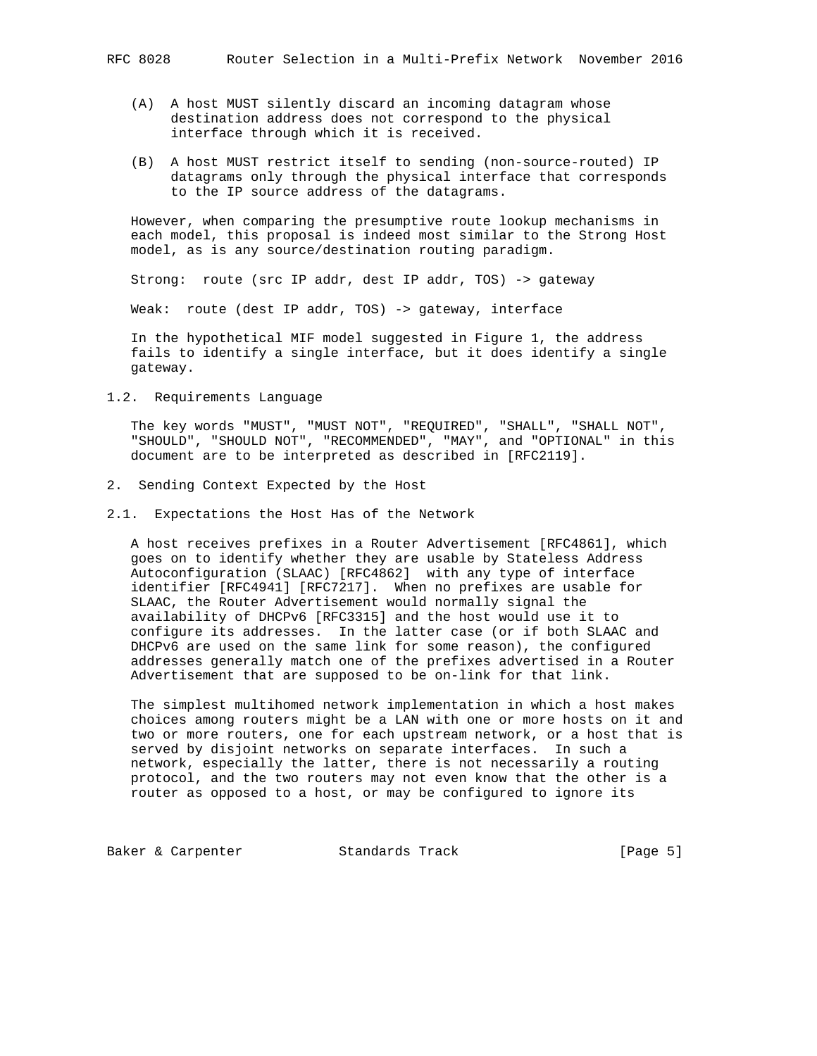(A) A host MUST silently discard an incoming datagram whose destination address does not correspond to the physical interface through which it is received.

(B) A host MUST restrict itself to sending (non-source-routed) IP datagrams only through the physical interface that corresponds to the IP source address of the datagrams.

However, when comparing the presumptive route lookup mechanisms in each model, this proposal is indeed most similar to the Strong Host model, as is any source/destination routing paradigm.

Strong: route (src IP addr, dest IP addr, TOS) -> gateway

Weak: route (dest IP addr, TOS) -> gateway, interface

In the hypothetical MIF model suggested in Figure 1, the address fails to identify a single interface, but it does identify a single gateway.

### 1.2. Requirements Language

The key words "MUST", "MUST NOT", "REQUIRED", "SHALL", "SHALL NOT", "SHOULD", "SHOULD NOT", "RECOMMENDED", "MAY", and "OPTIONAL" in this document are to be interpreted as described in [RFC2119].

## 2. Sending Context Expected by the Host

### 2.1. Expectations the Host Has of the Network

A host receives prefixes in a Router Advertisement [RFC4861], which goes on to identify whether they are usable by Stateless Address Autoconfiguration (SLAAC) [RFC4862] with any type of interface identifier [RFC4941] [RFC7217]. When no prefixes are usable for SLAAC, the Router Advertisement would normally signal the availability of DHCPv6 [RFC3315] and the host would use it to configure its addresses. In the latter case (or if both SLAAC and DHCPv6 are used on the same link for some reason), the configured addresses generally match one of the prefixes advertised in a Router Advertisement that are supposed to be on-link for that link.

The simplest multihomed network implementation in which a host makes choices among routers might be a LAN with one or more hosts on it and two or more routers, one for each upstream network, or a host that is served by disjoint networks on separate interfaces. In such a network, especially the latter, there is not necessarily a routing protocol, and the two routers may not even know that the other is a router as opposed to a host, or may be configured to ignore its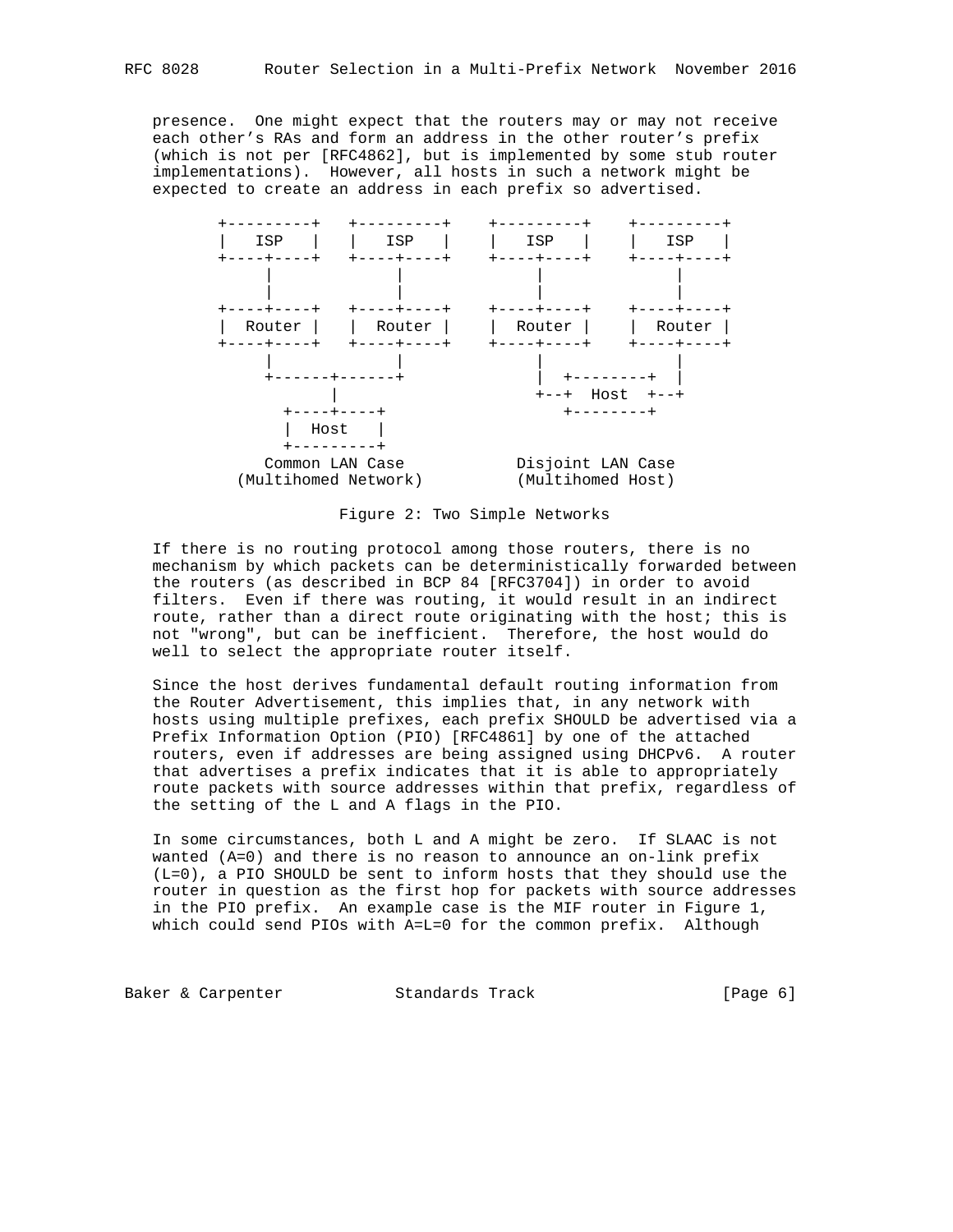presence. One might expect that the routers may or may not receive each other's RAs and form an address in the other router's prefix (which is not per [RFC4862], but is implemented by some stub router implementations). However, all hosts in such a network might be expected to create an address in each prefix so advertised.

```
+---------+   +---------+    +---------+    +---------+
|   ISP   |   |   ISP   |    |   ISP   |    |   ISP   |
+----+----+   +----+----+    +----+----+    +----+----+
     |             |              |              |
     |             |              |              |
+----+----+   +----+----+    +----+----+    +----+----+
|  Router |   |  Router |    |  Router |    |  Router |
+----+----+   +----+----+    +----+----+    +----+----+
     |             |              |              |
     +------+------+              |  +--------+  |
            |                     +--+  Host  +--+
       +----+----+                   +--------+
       |  Host   |
       +---------+
     Common LAN Case            Disjoint LAN Case
   (Multihomed Network)         (Multihomed Host)
```

Figure 2: Two Simple Networks

If there is no routing protocol among those routers, there is no mechanism by which packets can be deterministically forwarded between the routers (as described in BCP 84 [RFC3704]) in order to avoid filters. Even if there was routing, it would result in an indirect route, rather than a direct route originating with the host; this is not "wrong", but can be inefficient. Therefore, the host would do well to select the appropriate router itself.

Since the host derives fundamental default routing information from the Router Advertisement, this implies that, in any network with hosts using multiple prefixes, each prefix SHOULD be advertised via a Prefix Information Option (PIO) [RFC4861] by one of the attached routers, even if addresses are being assigned using DHCPv6. A router that advertises a prefix indicates that it is able to appropriately route packets with source addresses within that prefix, regardless of the setting of the L and A flags in the PIO.

In some circumstances, both L and A might be zero. If SLAAC is not wanted (A=0) and there is no reason to announce an on-link prefix (L=0), a PIO SHOULD be sent to inform hosts that they should use the router in question as the first hop for packets with source addresses in the PIO prefix. An example case is the MIF router in Figure 1, which could send PIOs with A=L=0 for the common prefix. Although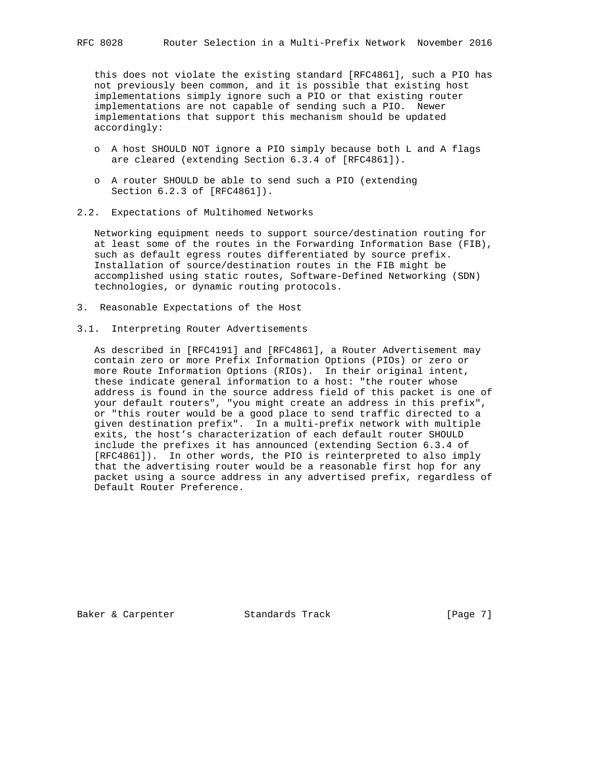this does not violate the existing standard [RFC4861], such a PIO has not previously been common, and it is possible that existing host implementations simply ignore such a PIO or that existing router implementations are not capable of sending such a PIO. Newer implementations that support this mechanism should be updated accordingly:

- A host SHOULD NOT ignore a PIO simply because both L and A flags are cleared (extending Section 6.3.4 of [RFC4861]).

- A router SHOULD be able to send such a PIO (extending Section 6.2.3 of [RFC4861]).

### 2.2. Expectations of Multihomed Networks

Networking equipment needs to support source/destination routing for at least some of the routes in the Forwarding Information Base (FIB), such as default egress routes differentiated by source prefix. Installation of source/destination routes in the FIB might be accomplished using static routes, Software-Defined Networking (SDN) technologies, or dynamic routing protocols.

## 3. Reasonable Expectations of the Host

### 3.1. Interpreting Router Advertisements

As described in [RFC4191] and [RFC4861], a Router Advertisement may contain zero or more Prefix Information Options (PIOs) or zero or more Route Information Options (RIOs). In their original intent, these indicate general information to a host: "the router whose address is found in the source address field of this packet is one of your default routers", "you might create an address in this prefix", or "this router would be a good place to send traffic directed to a given destination prefix". In a multi-prefix network with multiple exits, the host’s characterization of each default router SHOULD include the prefixes it has announced (extending Section 6.3.4 of [RFC4861]). In other words, the PIO is reinterpreted to also imply that the advertising router would be a reasonable first hop for any packet using a source address in any advertised prefix, regardless of Default Router Preference.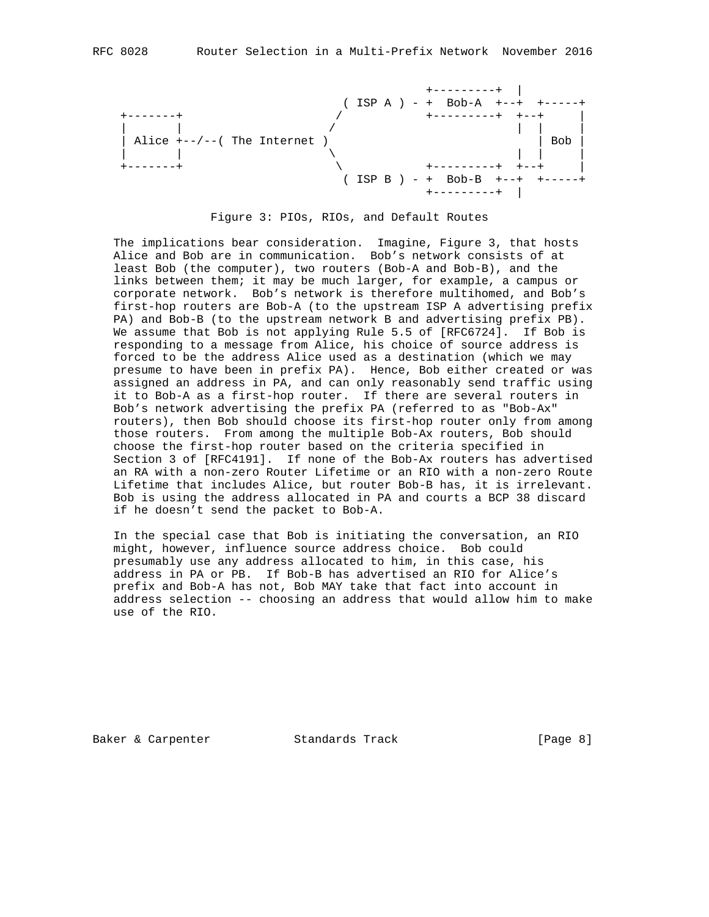```
                                           +---------+  |
                               ( ISP A ) - +  Bob-A  +--+  +-----+
  +-------+                   /            +---------+  +--+     |
  |       |                  /                          |  |     |
  | Alice +--/--( The Internet )                           | Bob |
  |       |                  \                          |  |     |
  +-------+                   \            +---------+  +--+     |
                               ( ISP B ) - +  Bob-B  +--+  +-----+
                                           +---------+  |
```

Figure 3: PIOs, RIOs, and Default Routes

The implications bear consideration. Imagine, Figure 3, that hosts Alice and Bob are in communication. Bob's network consists of at least Bob (the computer), two routers (Bob-A and Bob-B), and the links between them; it may be much larger, for example, a campus or corporate network. Bob's network is therefore multihomed, and Bob's first-hop routers are Bob-A (to the upstream ISP A advertising prefix PA) and Bob-B (to the upstream network B and advertising prefix PB). We assume that Bob is not applying Rule 5.5 of [RFC6724]. If Bob is responding to a message from Alice, his choice of source address is forced to be the address Alice used as a destination (which we may presume to have been in prefix PA). Hence, Bob either created or was assigned an address in PA, and can only reasonably send traffic using it to Bob-A as a first-hop router. If there are several routers in Bob's network advertising the prefix PA (referred to as "Bob-Ax" routers), then Bob should choose its first-hop router only from among those routers. From among the multiple Bob-Ax routers, Bob should choose the first-hop router based on the criteria specified in Section 3 of [RFC4191]. If none of the Bob-Ax routers has advertised an RA with a non-zero Router Lifetime or an RIO with a non-zero Route Lifetime that includes Alice, but router Bob-B has, it is irrelevant. Bob is using the address allocated in PA and courts a BCP 38 discard if he doesn't send the packet to Bob-A.

In the special case that Bob is initiating the conversation, an RIO might, however, influence source address choice. Bob could presumably use any address allocated to him, in this case, his address in PA or PB. If Bob-B has advertised an RIO for Alice's prefix and Bob-A has not, Bob MAY take that fact into account in address selection -- choosing an address that would allow him to make use of the RIO.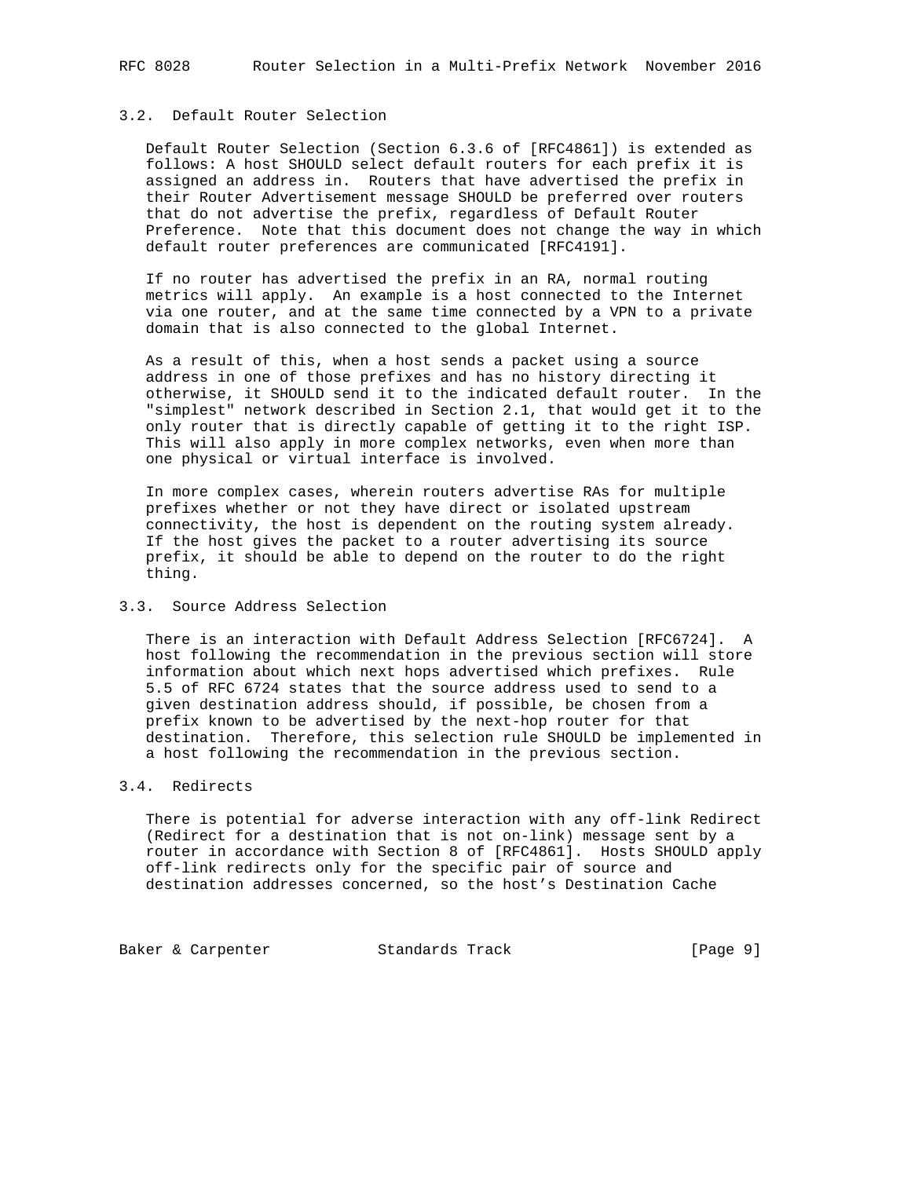### 3.2. Default Router Selection

Default Router Selection (Section 6.3.6 of [RFC4861]) is extended as follows: A host SHOULD select default routers for each prefix it is assigned an address in. Routers that have advertised the prefix in their Router Advertisement message SHOULD be preferred over routers that do not advertise the prefix, regardless of Default Router Preference. Note that this document does not change the way in which default router preferences are communicated [RFC4191].

If no router has advertised the prefix in an RA, normal routing metrics will apply. An example is a host connected to the Internet via one router, and at the same time connected by a VPN to a private domain that is also connected to the global Internet.

As a result of this, when a host sends a packet using a source address in one of those prefixes and has no history directing it otherwise, it SHOULD send it to the indicated default router. In the "simplest" network described in Section 2.1, that would get it to the only router that is directly capable of getting it to the right ISP. This will also apply in more complex networks, even when more than one physical or virtual interface is involved.

In more complex cases, wherein routers advertise RAs for multiple prefixes whether or not they have direct or isolated upstream connectivity, the host is dependent on the routing system already. If the host gives the packet to a router advertising its source prefix, it should be able to depend on the router to do the right thing.

### 3.3. Source Address Selection

There is an interaction with Default Address Selection [RFC6724]. A host following the recommendation in the previous section will store information about which next hops advertised which prefixes. Rule 5.5 of RFC 6724 states that the source address used to send to a given destination address should, if possible, be chosen from a prefix known to be advertised by the next-hop router for that destination. Therefore, this selection rule SHOULD be implemented in a host following the recommendation in the previous section.

### 3.4. Redirects

There is potential for adverse interaction with any off-link Redirect (Redirect for a destination that is not on-link) message sent by a router in accordance with Section 8 of [RFC4861]. Hosts SHOULD apply off-link redirects only for the specific pair of source and destination addresses concerned, so the host's Destination Cache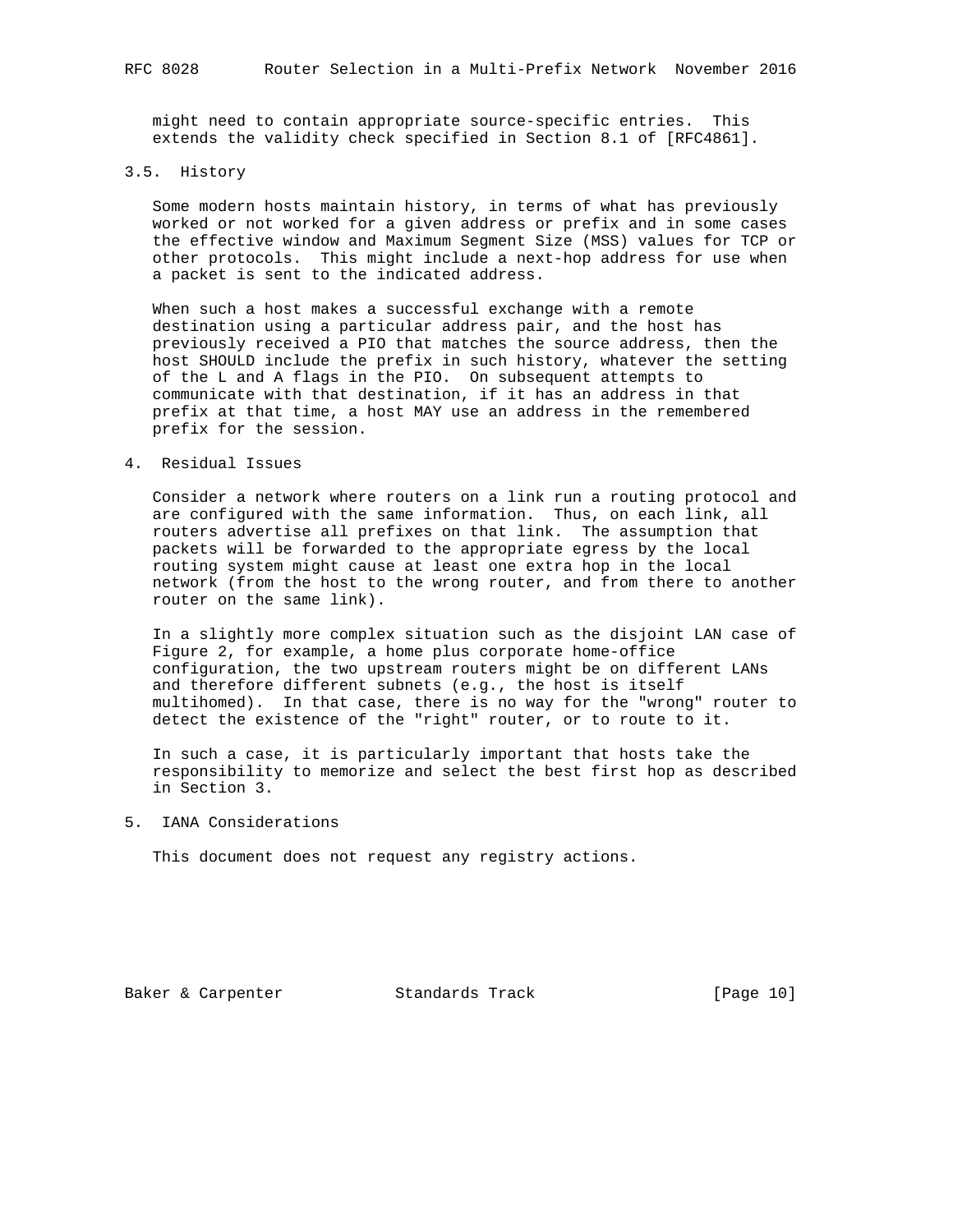might need to contain appropriate source-specific entries. This extends the validity check specified in Section 8.1 of [RFC4861].

### 3.5. History

Some modern hosts maintain history, in terms of what has previously worked or not worked for a given address or prefix and in some cases the effective window and Maximum Segment Size (MSS) values for TCP or other protocols. This might include a next-hop address for use when a packet is sent to the indicated address.

When such a host makes a successful exchange with a remote destination using a particular address pair, and the host has previously received a PIO that matches the source address, then the host SHOULD include the prefix in such history, whatever the setting of the L and A flags in the PIO. On subsequent attempts to communicate with that destination, if it has an address in that prefix at that time, a host MAY use an address in the remembered prefix for the session.

## 4. Residual Issues

Consider a network where routers on a link run a routing protocol and are configured with the same information. Thus, on each link, all routers advertise all prefixes on that link. The assumption that packets will be forwarded to the appropriate egress by the local routing system might cause at least one extra hop in the local network (from the host to the wrong router, and from there to another router on the same link).

In a slightly more complex situation such as the disjoint LAN case of Figure 2, for example, a home plus corporate home-office configuration, the two upstream routers might be on different LANs and therefore different subnets (e.g., the host is itself multihomed). In that case, there is no way for the "wrong" router to detect the existence of the "right" router, or to route to it.

In such a case, it is particularly important that hosts take the responsibility to memorize and select the best first hop as described in Section 3.

## 5. IANA Considerations

This document does not request any registry actions.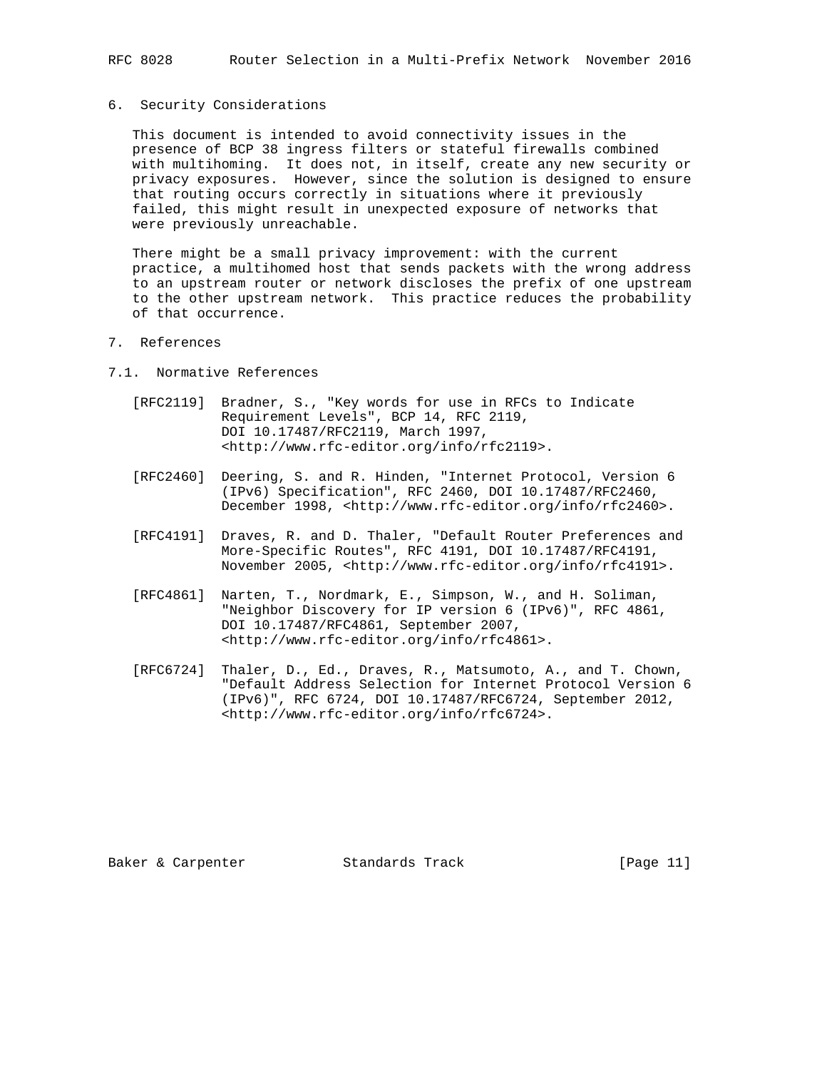## 6. Security Considerations

This document is intended to avoid connectivity issues in the presence of BCP 38 ingress filters or stateful firewalls combined with multihoming. It does not, in itself, create any new security or privacy exposures. However, since the solution is designed to ensure that routing occurs correctly in situations where it previously failed, this might result in unexpected exposure of networks that were previously unreachable.

There might be a small privacy improvement: with the current practice, a multihomed host that sends packets with the wrong address to an upstream router or network discloses the prefix of one upstream to the other upstream network. This practice reduces the probability of that occurrence.

## 7. References

### 7.1. Normative References

[RFC2119] Bradner, S., "Key words for use in RFCs to Indicate Requirement Levels", BCP 14, RFC 2119, DOI 10.17487/RFC2119, March 1997, <http://www.rfc-editor.org/info/rfc2119>.

[RFC2460] Deering, S. and R. Hinden, "Internet Protocol, Version 6 (IPv6) Specification", RFC 2460, DOI 10.17487/RFC2460, December 1998, <http://www.rfc-editor.org/info/rfc2460>.

[RFC4191] Draves, R. and D. Thaler, "Default Router Preferences and More-Specific Routes", RFC 4191, DOI 10.17487/RFC4191, November 2005, <http://www.rfc-editor.org/info/rfc4191>.

[RFC4861] Narten, T., Nordmark, E., Simpson, W., and H. Soliman, "Neighbor Discovery for IP version 6 (IPv6)", RFC 4861, DOI 10.17487/RFC4861, September 2007, <http://www.rfc-editor.org/info/rfc4861>.

[RFC6724] Thaler, D., Ed., Draves, R., Matsumoto, A., and T. Chown, "Default Address Selection for Internet Protocol Version 6 (IPv6)", RFC 6724, DOI 10.17487/RFC6724, September 2012, <http://www.rfc-editor.org/info/rfc6724>.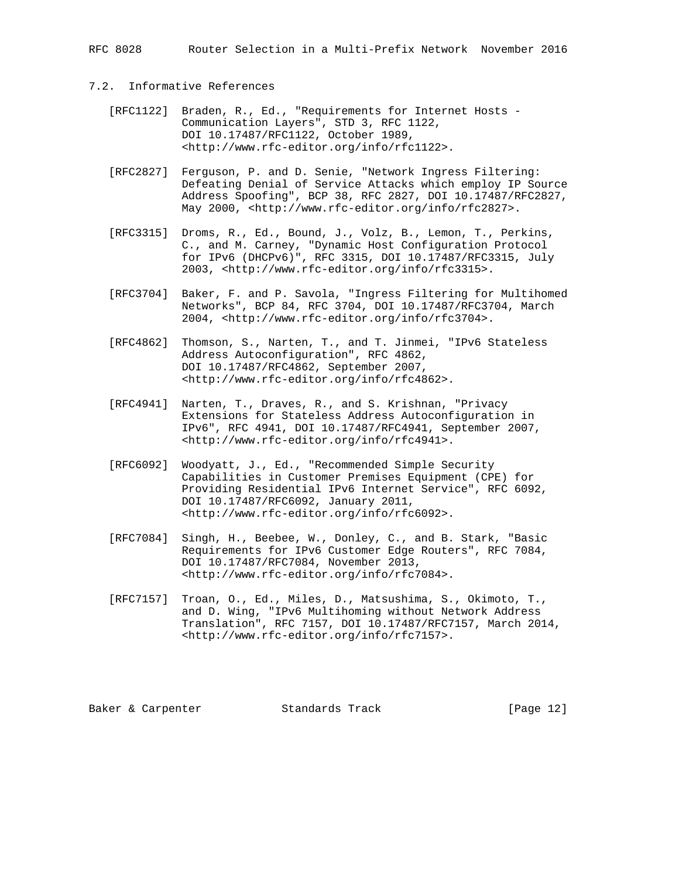### 7.2. Informative References

[RFC1122] Braden, R., Ed., "Requirements for Internet Hosts - Communication Layers", STD 3, RFC 1122, DOI 10.17487/RFC1122, October 1989, <http://www.rfc-editor.org/info/rfc1122>.

[RFC2827] Ferguson, P. and D. Senie, "Network Ingress Filtering: Defeating Denial of Service Attacks which employ IP Source Address Spoofing", BCP 38, RFC 2827, DOI 10.17487/RFC2827, May 2000, <http://www.rfc-editor.org/info/rfc2827>.

[RFC3315] Droms, R., Ed., Bound, J., Volz, B., Lemon, T., Perkins, C., and M. Carney, "Dynamic Host Configuration Protocol for IPv6 (DHCPv6)", RFC 3315, DOI 10.17487/RFC3315, July 2003, <http://www.rfc-editor.org/info/rfc3315>.

[RFC3704] Baker, F. and P. Savola, "Ingress Filtering for Multihomed Networks", BCP 84, RFC 3704, DOI 10.17487/RFC3704, March 2004, <http://www.rfc-editor.org/info/rfc3704>.

[RFC4862] Thomson, S., Narten, T., and T. Jinmei, "IPv6 Stateless Address Autoconfiguration", RFC 4862, DOI 10.17487/RFC4862, September 2007, <http://www.rfc-editor.org/info/rfc4862>.

[RFC4941] Narten, T., Draves, R., and S. Krishnan, "Privacy Extensions for Stateless Address Autoconfiguration in IPv6", RFC 4941, DOI 10.17487/RFC4941, September 2007, <http://www.rfc-editor.org/info/rfc4941>.

[RFC6092] Woodyatt, J., Ed., "Recommended Simple Security Capabilities in Customer Premises Equipment (CPE) for Providing Residential IPv6 Internet Service", RFC 6092, DOI 10.17487/RFC6092, January 2011, <http://www.rfc-editor.org/info/rfc6092>.

[RFC7084] Singh, H., Beebee, W., Donley, C., and B. Stark, "Basic Requirements for IPv6 Customer Edge Routers", RFC 7084, DOI 10.17487/RFC7084, November 2013, <http://www.rfc-editor.org/info/rfc7084>.

[RFC7157] Troan, O., Ed., Miles, D., Matsushima, S., Okimoto, T., and D. Wing, "IPv6 Multihoming without Network Address Translation", RFC 7157, DOI 10.17487/RFC7157, March 2014, <http://www.rfc-editor.org/info/rfc7157>.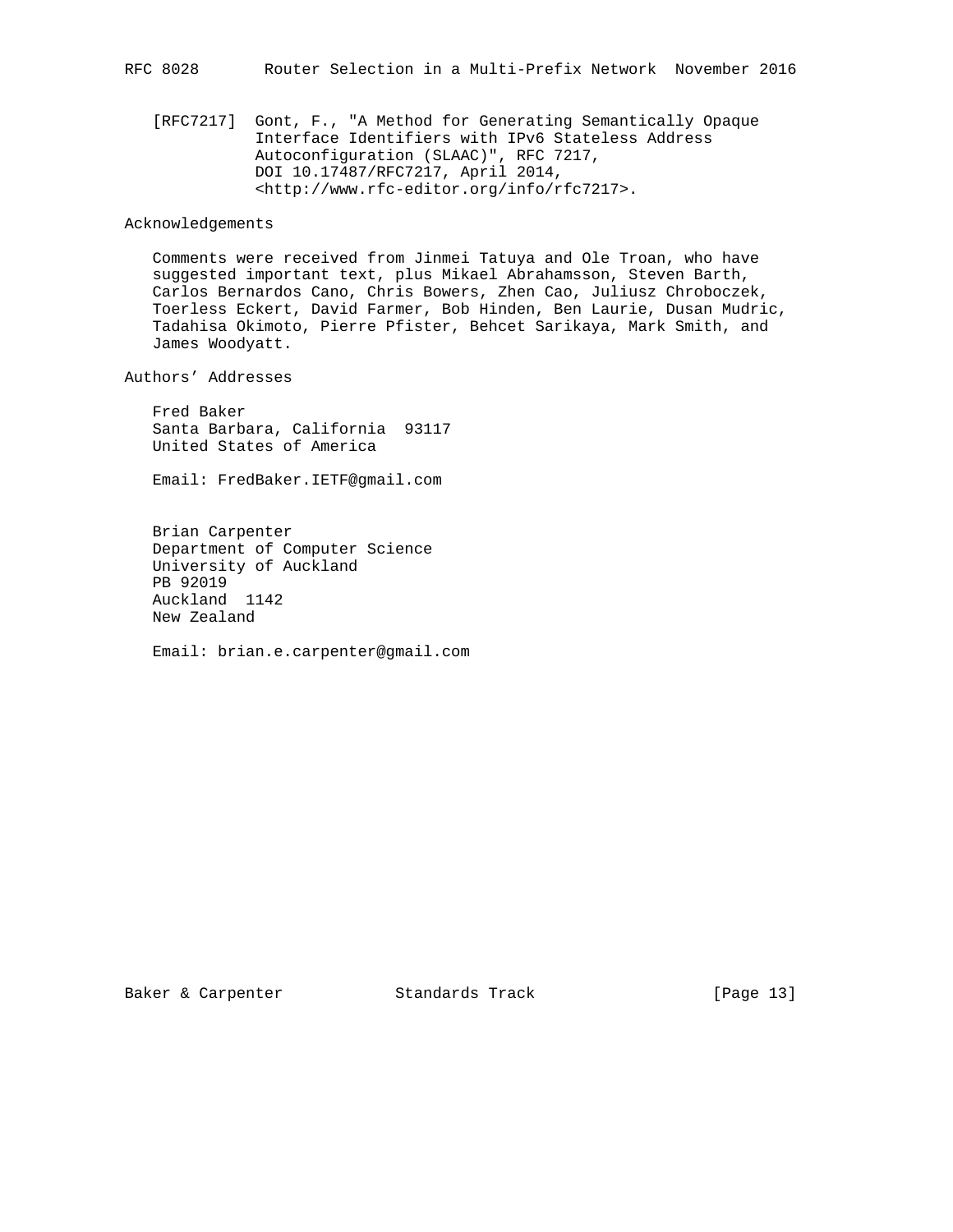[RFC7217] Gont, F., "A Method for Generating Semantically Opaque Interface Identifiers with IPv6 Stateless Address Autoconfiguration (SLAAC)", RFC 7217, DOI 10.17487/RFC7217, April 2014, <http://www.rfc-editor.org/info/rfc7217>.

## Acknowledgements

Comments were received from Jinmei Tatuya and Ole Troan, who have suggested important text, plus Mikael Abrahamsson, Steven Barth, Carlos Bernardos Cano, Chris Bowers, Zhen Cao, Juliusz Chroboczek, Toerless Eckert, David Farmer, Bob Hinden, Ben Laurie, Dusan Mudric, Tadahisa Okimoto, Pierre Pfister, Behcet Sarikaya, Mark Smith, and James Woodyatt.

## Authors' Addresses

Fred Baker
Santa Barbara, California 93117
United States of America

Email: FredBaker.IETF@gmail.com

Brian Carpenter
Department of Computer Science
University of Auckland
PB 92019
Auckland 1142
New Zealand

Email: brian.e.carpenter@gmail.com